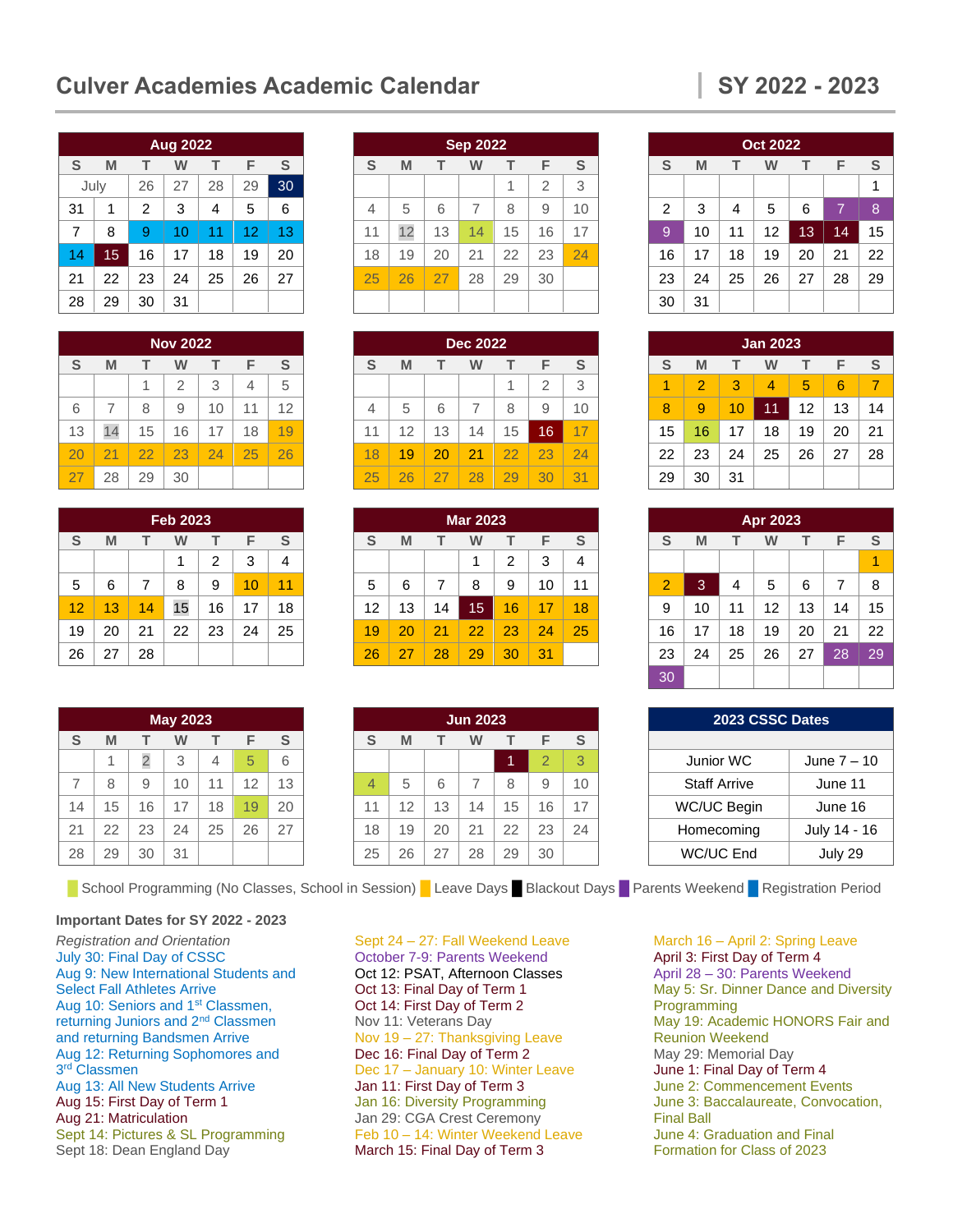# Culver Academies Academic Calendar

## SY 2022 - 2023

**Aug 2022**

| S | M | T | W | T | F | S |
|---|---|---|---|---|---|---|
| July | | 26 | 27 | 28 | 29 | 30 |
| 31 | 1 | 2 | 3 | 4 | 5 | 6 |
| 7 | 8 | 9 | 10 | 11 | 12 | 13 |
| 14 | 15 | 16 | 17 | 18 | 19 | 20 |
| 21 | 22 | 23 | 24 | 25 | 26 | 27 |
| 28 | 29 | 30 | 31 | | | |

**Sep 2022**

| S | M | T | W | T | F | S |
|---|---|---|---|---|---|---|
| | | | | 1 | 2 | 3 |
| 4 | 5 | 6 | 7 | 8 | 9 | 10 |
| 11 | 12 | 13 | 14 | 15 | 16 | 17 |
| 18 | 19 | 20 | 21 | 22 | 23 | 24 |
| 25 | 26 | 27 | 28 | 29 | 30 | |

**Oct 2022**

| S | M | T | W | T | F | S |
|---|---|---|---|---|---|---|
| | | | | | | 1 |
| 2 | 3 | 4 | 5 | 6 | 7 | 8 |
| 9 | 10 | 11 | 12 | 13 | 14 | 15 |
| 16 | 17 | 18 | 19 | 20 | 21 | 22 |
| 23 | 24 | 25 | 26 | 27 | 28 | 29 |
| 30 | 31 | | | | | |

**Nov 2022**

| S | M | T | W | T | F | S |
|---|---|---|---|---|---|---|
| | | 1 | 2 | 3 | 4 | 5 |
| 6 | 7 | 8 | 9 | 10 | 11 | 12 |
| 13 | 14 | 15 | 16 | 17 | 18 | 19 |
| 20 | 21 | 22 | 23 | 24 | 25 | 26 |
| 27 | 28 | 29 | 30 | | | |

**Dec 2022**

| S | M | T | W | T | F | S |
|---|---|---|---|---|---|---|
| | | | | 1 | 2 | 3 |
| 4 | 5 | 6 | 7 | 8 | 9 | 10 |
| 11 | 12 | 13 | 14 | 15 | 16 | 17 |
| 18 | 19 | 20 | 21 | 22 | 23 | 24 |
| 25 | 26 | 27 | 28 | 29 | 30 | 31 |

**Jan 2023**

| S | M | T | W | T | F | S |
|---|---|---|---|---|---|---|
| 1 | 2 | 3 | 4 | 5 | 6 | 7 |
| 8 | 9 | 10 | 11 | 12 | 13 | 14 |
| 15 | 16 | 17 | 18 | 19 | 20 | 21 |
| 22 | 23 | 24 | 25 | 26 | 27 | 28 |
| 29 | 30 | 31 | | | | |

**Feb 2023**

| S | M | T | W | T | F | S |
|---|---|---|---|---|---|---|
| | | | 1 | 2 | 3 | 4 |
| 5 | 6 | 7 | 8 | 9 | 10 | 11 |
| 12 | 13 | 14 | 15 | 16 | 17 | 18 |
| 19 | 20 | 21 | 22 | 23 | 24 | 25 |
| 26 | 27 | 28 | | | | |

**Mar 2023**

| S | M | T | W | T | F | S |
|---|---|---|---|---|---|---|
| | | | 1 | 2 | 3 | 4 |
| 5 | 6 | 7 | 8 | 9 | 10 | 11 |
| 12 | 13 | 14 | 15 | 16 | 17 | 18 |
| 19 | 20 | 21 | 22 | 23 | 24 | 25 |
| 26 | 27 | 28 | 29 | 30 | 31 | |

**Apr 2023**

| S | M | T | W | T | F | S |
|---|---|---|---|---|---|---|
| | | | | | | 1 |
| 2 | 3 | 4 | 5 | 6 | 7 | 8 |
| 9 | 10 | 11 | 12 | 13 | 14 | 15 |
| 16 | 17 | 18 | 19 | 20 | 21 | 22 |
| 23 | 24 | 25 | 26 | 27 | 28 | 29 |
| 30 | | | | | | |

**May 2023**

| S | M | T | W | T | F | S |
|---|---|---|---|---|---|---|
| | 1 | 2 | 3 | 4 | 5 | 6 |
| 7 | 8 | 9 | 10 | 11 | 12 | 13 |
| 14 | 15 | 16 | 17 | 18 | 19 | 20 |
| 21 | 22 | 23 | 24 | 25 | 26 | 27 |
| 28 | 29 | 30 | 31 | | | |

**Jun 2023**

| S | M | T | W | T | F | S |
|---|---|---|---|---|---|---|
| | | | | 1 | 2 | 3 |
| 4 | 5 | 6 | 7 | 8 | 9 | 10 |
| 11 | 12 | 13 | 14 | 15 | 16 | 17 |
| 18 | 19 | 20 | 21 | 22 | 23 | 24 |
| 25 | 26 | 27 | 28 | 29 | 30 | |

**2023 CSSC Dates**

| Event | Date |
|---|---|
| Junior WC | June 7 – 10 |
| Staff Arrive | June 11 |
| WC/UC Begin | June 16 |
| Homecoming | July 14 - 16 |
| WC/UC End | July 29 |

School Programming (No Classes, School in Session) | Leave Days | Blackout Days | Parents Weekend | Registration Period

### Important Dates for SY 2022 - 2023

*Registration and Orientation*
- July 30: Final Day of CSSC
- Aug 9: New International Students and Select Fall Athletes Arrive
- Aug 10: Seniors and 1st Classmen, returning Juniors and 2nd Classmen and returning Bandsmen Arrive
- Aug 12: Returning Sophomores and 3rd Classmen
- Aug 13: All New Students Arrive
- Aug 15: First Day of Term 1
- Aug 21: Matriculation
- Sept 14: Pictures & SL Programming
- Sept 18: Dean England Day
- Sept 24 – 27: Fall Weekend Leave
- October 7-9: Parents Weekend
- Oct 12: PSAT, Afternoon Classes
- Oct 13: Final Day of Term 1
- Oct 14: First Day of Term 2
- Nov 11: Veterans Day
- Nov 19 – 27: Thanksgiving Leave
- Dec 16: Final Day of Term 2
- Dec 17 – January 10: Winter Leave
- Jan 11: First Day of Term 3
- Jan 16: Diversity Programming
- Jan 29: CGA Crest Ceremony
- Feb 10 – 14: Winter Weekend Leave
- March 15: Final Day of Term 3
- March 16 – April 2: Spring Leave
- April 3: First Day of Term 4
- April 28 – 30: Parents Weekend
- May 5: Sr. Dinner Dance and Diversity Programming
- May 19: Academic HONORS Fair and Reunion Weekend
- May 29: Memorial Day
- June 1: Final Day of Term 4
- June 2: Commencement Events
- June 3: Baccalaureate, Convocation, Final Ball
- June 4: Graduation and Final Formation for Class of 2023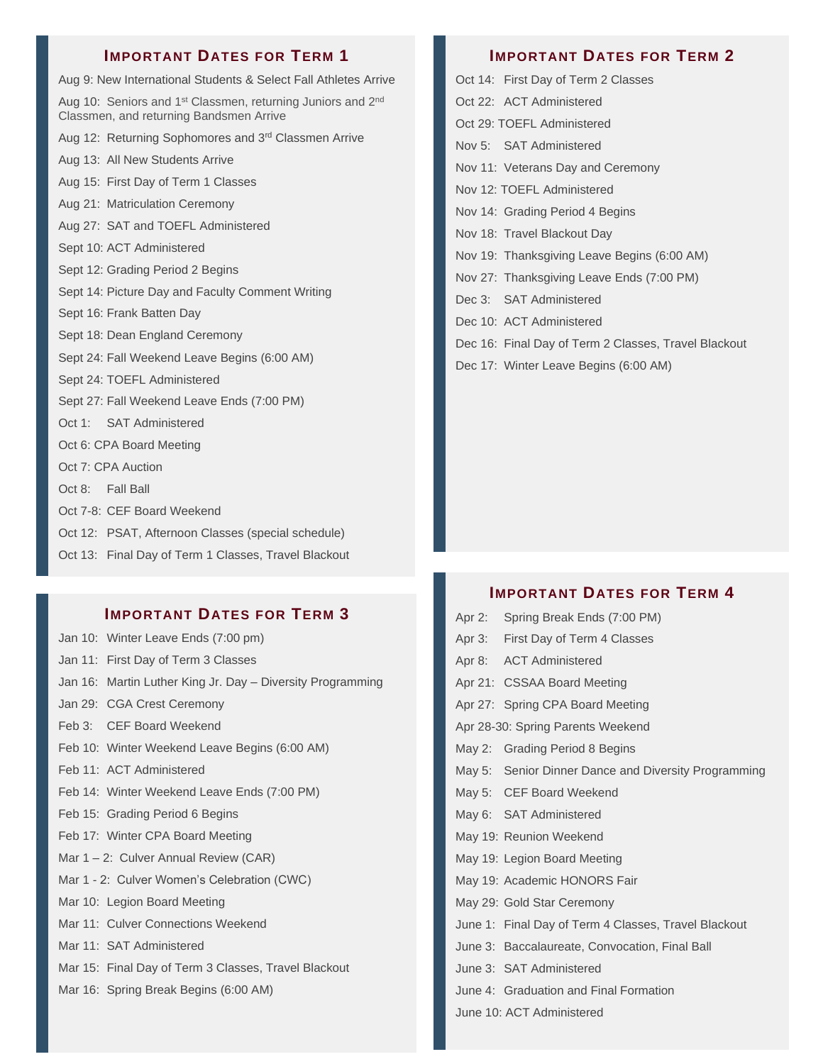## Important Dates for Term 1

Aug 9: New International Students & Select Fall Athletes Arrive

Aug 10: Seniors and 1st Classmen, returning Juniors and 2nd Classmen, and returning Bandsmen Arrive

Aug 12: Returning Sophomores and 3rd Classmen Arrive

Aug 13: All New Students Arrive

Aug 15: First Day of Term 1 Classes

Aug 21: Matriculation Ceremony

Aug 27: SAT and TOEFL Administered

Sept 10: ACT Administered

Sept 12: Grading Period 2 Begins

Sept 14: Picture Day and Faculty Comment Writing

Sept 16: Frank Batten Day

Sept 18: Dean England Ceremony

Sept 24: Fall Weekend Leave Begins (6:00 AM)

Sept 24: TOEFL Administered

Sept 27: Fall Weekend Leave Ends (7:00 PM)

Oct 1: SAT Administered

Oct 6: CPA Board Meeting

Oct 7: CPA Auction

Oct 8: Fall Ball

Oct 7-8: CEF Board Weekend

Oct 12: PSAT, Afternoon Classes (special schedule)

Oct 13: Final Day of Term 1 Classes, Travel Blackout

## Important Dates for Term 2

Oct 14: First Day of Term 2 Classes

Oct 22: ACT Administered

Oct 29: TOEFL Administered

Nov 5: SAT Administered

Nov 11: Veterans Day and Ceremony

Nov 12: TOEFL Administered

Nov 14: Grading Period 4 Begins

Nov 18: Travel Blackout Day

Nov 19: Thanksgiving Leave Begins (6:00 AM)

Nov 27: Thanksgiving Leave Ends (7:00 PM)

Dec 3: SAT Administered

Dec 10: ACT Administered

Dec 16: Final Day of Term 2 Classes, Travel Blackout

Dec 17: Winter Leave Begins (6:00 AM)

## Important Dates for Term 3

Jan 10: Winter Leave Ends (7:00 pm)

Jan 11: First Day of Term 3 Classes

Jan 16: Martin Luther King Jr. Day – Diversity Programming

Jan 29: CGA Crest Ceremony

Feb 3: CEF Board Weekend

Feb 10: Winter Weekend Leave Begins (6:00 AM)

Feb 11: ACT Administered

Feb 14: Winter Weekend Leave Ends (7:00 PM)

Feb 15: Grading Period 6 Begins

Feb 17: Winter CPA Board Meeting

Mar 1 – 2: Culver Annual Review (CAR)

Mar 1 - 2: Culver Women's Celebration (CWC)

Mar 10: Legion Board Meeting

Mar 11: Culver Connections Weekend

Mar 11: SAT Administered

Mar 15: Final Day of Term 3 Classes, Travel Blackout

Mar 16: Spring Break Begins (6:00 AM)

## Important Dates for Term 4

Apr 2: Spring Break Ends (7:00 PM)

Apr 3: First Day of Term 4 Classes

Apr 8: ACT Administered

Apr 21: CSSAA Board Meeting

Apr 27: Spring CPA Board Meeting

Apr 28-30: Spring Parents Weekend

May 2: Grading Period 8 Begins

May 5: Senior Dinner Dance and Diversity Programming

May 5: CEF Board Weekend

May 6: SAT Administered

May 19: Reunion Weekend

May 19: Legion Board Meeting

May 19: Academic HONORS Fair

May 29: Gold Star Ceremony

June 1: Final Day of Term 4 Classes, Travel Blackout

June 3: Baccalaureate, Convocation, Final Ball

June 3: SAT Administered

June 4: Graduation and Final Formation

June 10: ACT Administered